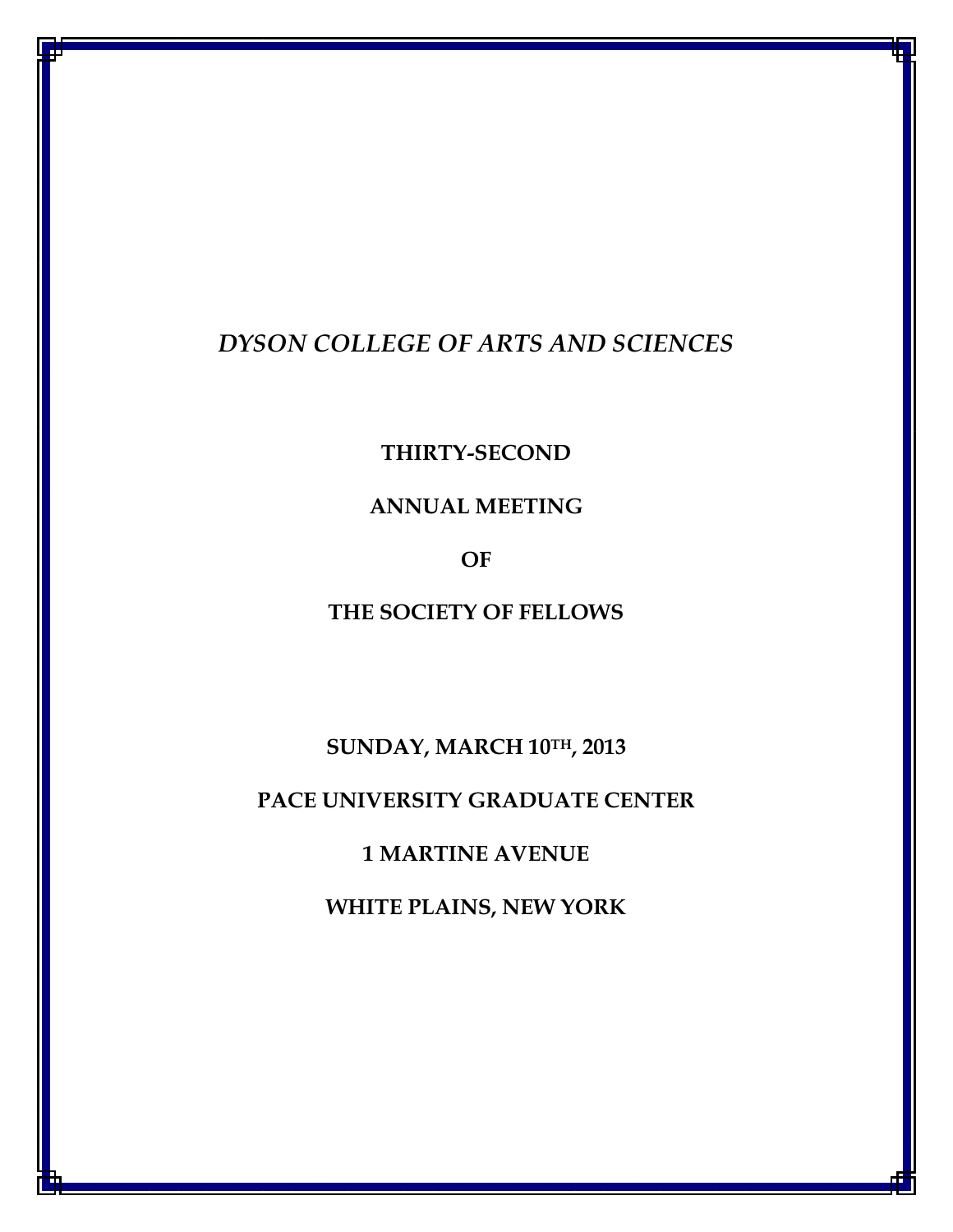*DYSON COLLEGE OF ARTS AND SCIENCES*

**THIRTY-SECOND**

**ANNUAL MEETING**

**OF**

**THE SOCIETY OF FELLOWS**

**SUNDAY, MARCH 10TH, 2013**

**PACE UNIVERSITY GRADUATE CENTER**

**1 MARTINE AVENUE**

**WHITE PLAINS, NEW YORK**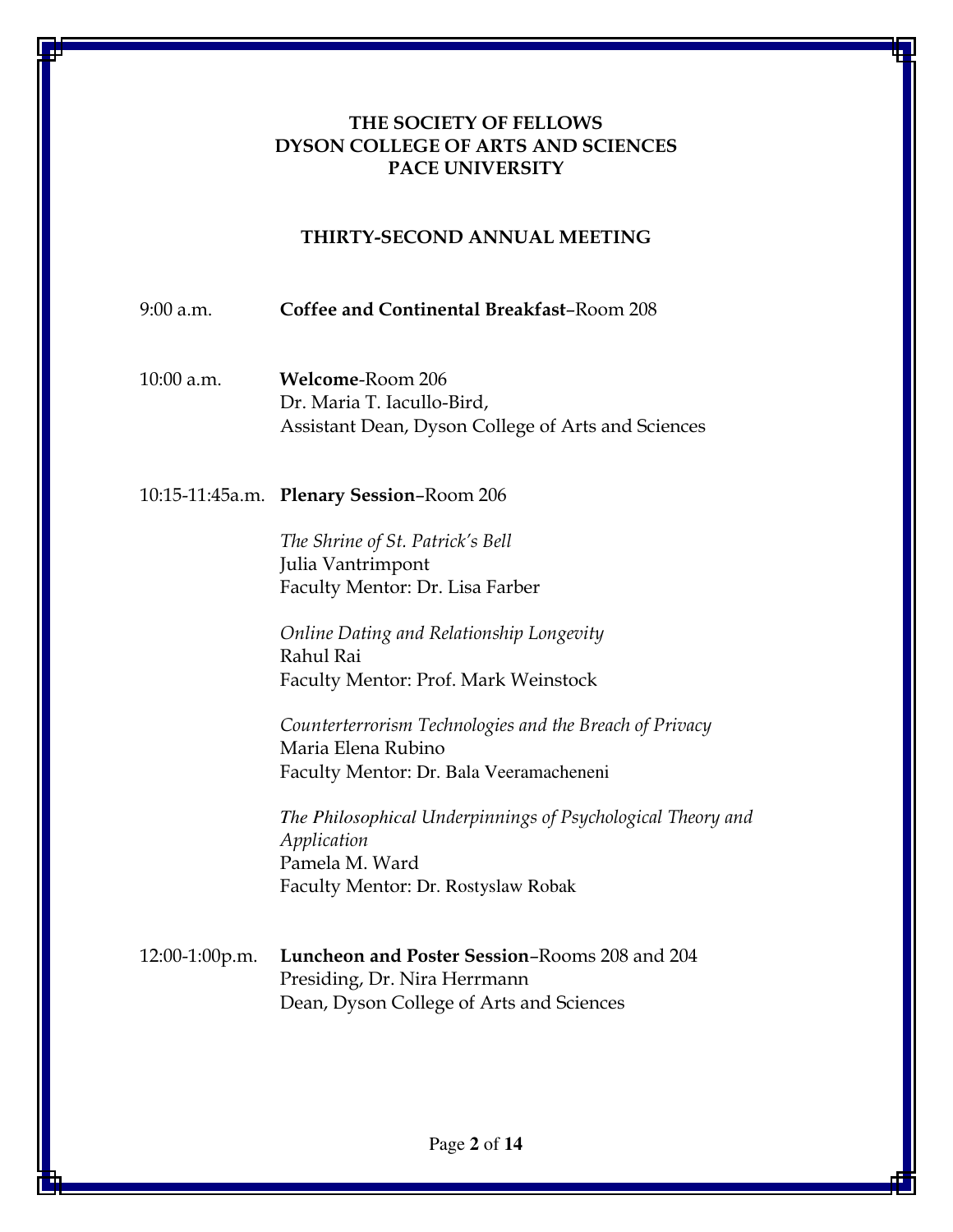**THE SOCIETY OF FELLOWS**
**DYSON COLLEGE OF ARTS AND SCIENCES**
**PACE UNIVERSITY**

**THIRTY-SECOND ANNUAL MEETING**

9:00 a.m. **Coffee and Continental Breakfast**–Room 208

10:00 a.m. **Welcome**-Room 206
Dr. Maria T. Iacullo-Bird,
Assistant Dean, Dyson College of Arts and Sciences

10:15-11:45a.m. **Plenary Session**–Room 206

*The Shrine of St. Patrick's Bell*
Julia Vantrimpont
Faculty Mentor: Dr. Lisa Farber

*Online Dating and Relationship Longevity*
Rahul Rai
Faculty Mentor: Prof. Mark Weinstock

*Counterterrorism Technologies and the Breach of Privacy*
Maria Elena Rubino
Faculty Mentor: Dr. Bala Veeramacheneni

*The Philosophical Underpinnings of Psychological Theory and Application*
Pamela M. Ward
Faculty Mentor: Dr. Rostyslaw Robak

12:00-1:00p.m. **Luncheon and Poster Session**–Rooms 208 and 204
Presiding, Dr. Nira Herrmann
Dean, Dyson College of Arts and Sciences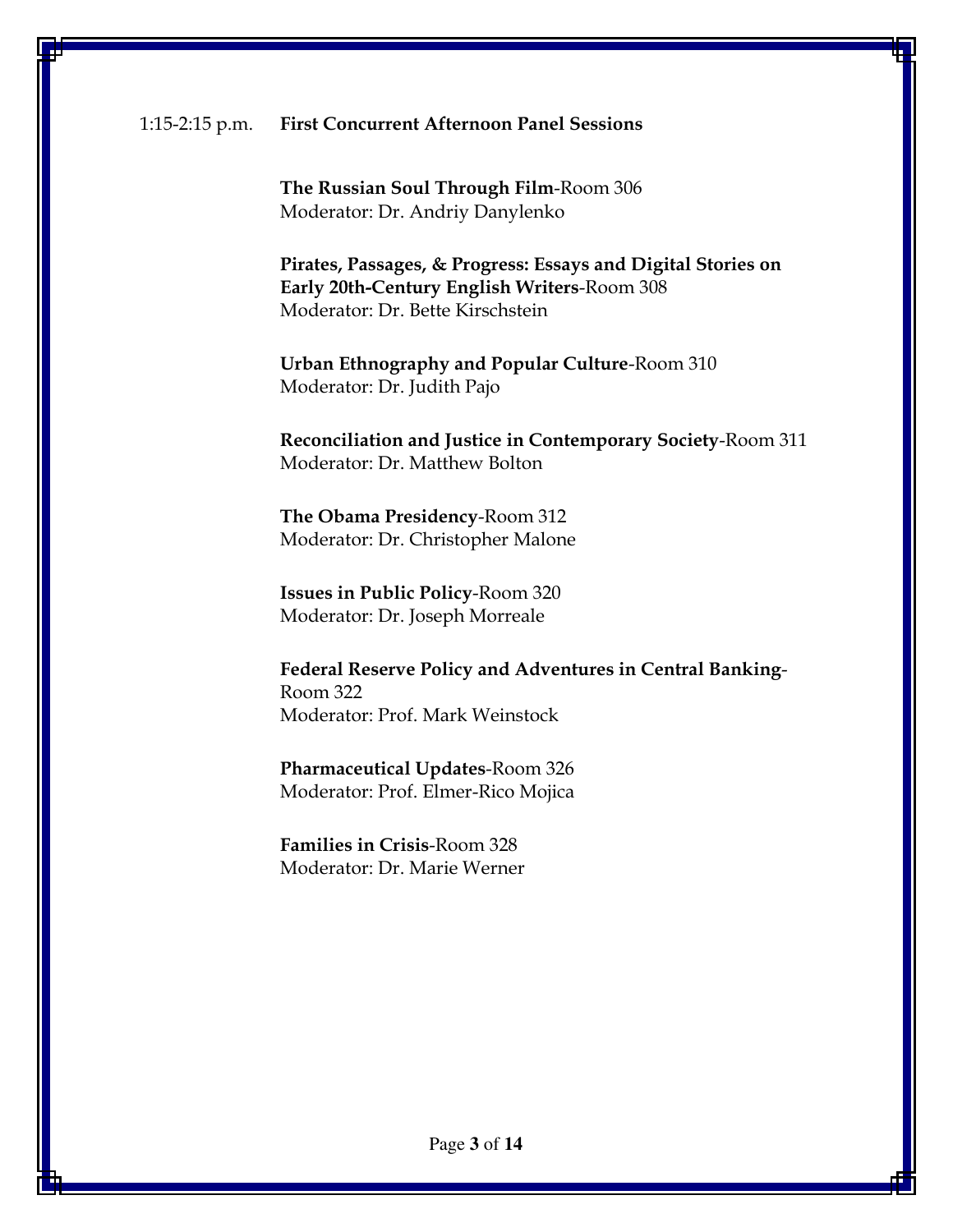1:15-2:15 p.m. **First Concurrent Afternoon Panel Sessions**

**The Russian Soul Through Film**-Room 306
Moderator: Dr. Andriy Danylenko

**Pirates, Passages, & Progress: Essays and Digital Stories on Early 20th-Century English Writers**-Room 308
Moderator: Dr. Bette Kirschstein

**Urban Ethnography and Popular Culture**-Room 310
Moderator: Dr. Judith Pajo

**Reconciliation and Justice in Contemporary Society**-Room 311
Moderator: Dr. Matthew Bolton

**The Obama Presidency**-Room 312
Moderator: Dr. Christopher Malone

**Issues in Public Policy**-Room 320
Moderator: Dr. Joseph Morreale

**Federal Reserve Policy and Adventures in Central Banking**-Room 322
Moderator: Prof. Mark Weinstock

**Pharmaceutical Updates**-Room 326
Moderator: Prof. Elmer-Rico Mojica

**Families in Crisis**-Room 328
Moderator: Dr. Marie Werner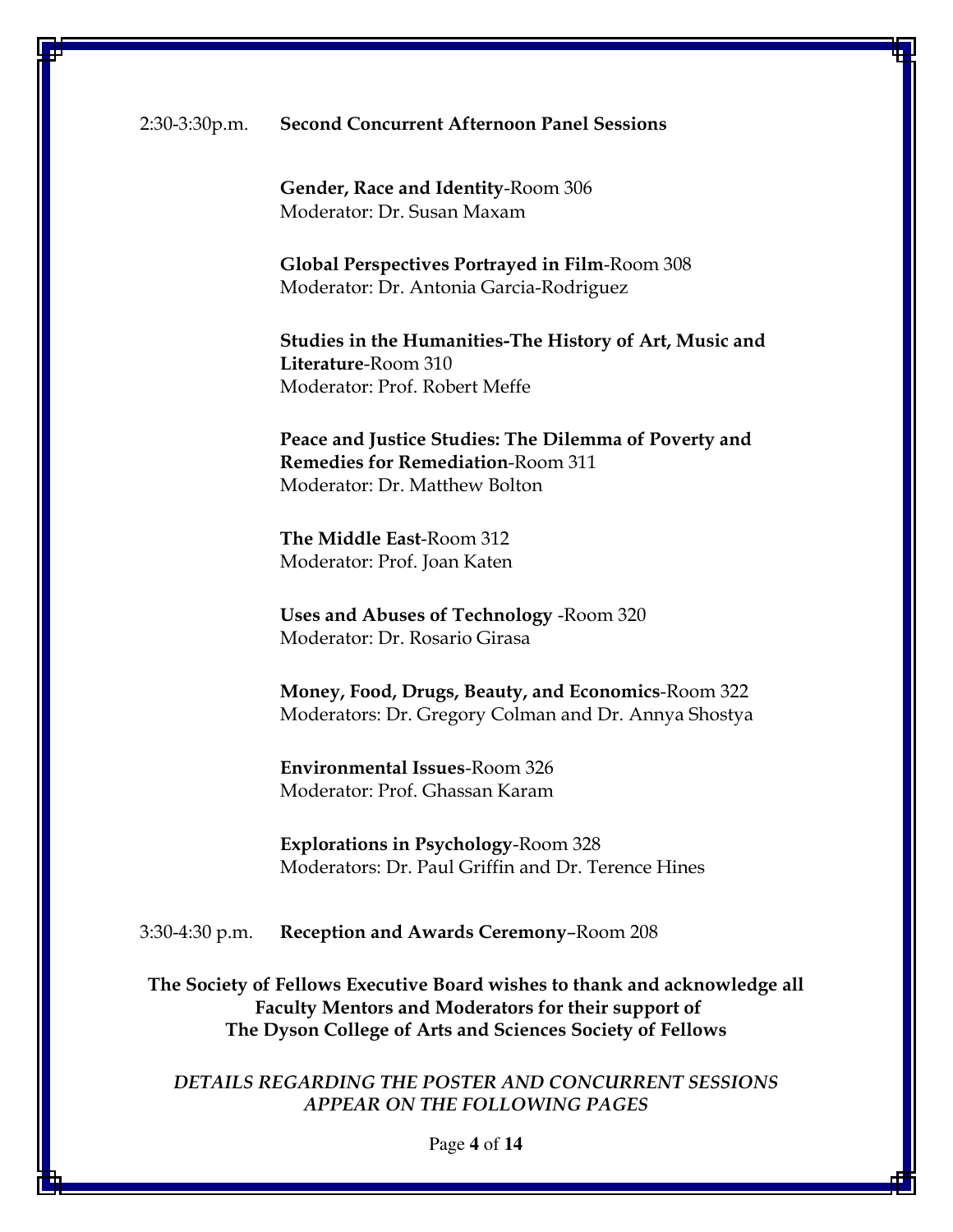2:30-3:30p.m. **Second Concurrent Afternoon Panel Sessions**

**Gender, Race and Identity**-Room 306
Moderator: Dr. Susan Maxam

**Global Perspectives Portrayed in Film**-Room 308
Moderator: Dr. Antonia Garcia-Rodriguez

**Studies in the Humanities-The History of Art, Music and Literature**-Room 310
Moderator: Prof. Robert Meffe

**Peace and Justice Studies: The Dilemma of Poverty and Remedies for Remediation**-Room 311
Moderator: Dr. Matthew Bolton

**The Middle East**-Room 312
Moderator: Prof. Joan Katen

**Uses and Abuses of Technology** -Room 320
Moderator: Dr. Rosario Girasa

**Money, Food, Drugs, Beauty, and Economics**-Room 322
Moderators: Dr. Gregory Colman and Dr. Annya Shostya

**Environmental Issues**-Room 326
Moderator: Prof. Ghassan Karam

**Explorations in Psychology**-Room 328
Moderators: Dr. Paul Griffin and Dr. Terence Hines

3:30-4:30 p.m. **Reception and Awards Ceremony**–Room 208

**The Society of Fellows Executive Board wishes to thank and acknowledge all Faculty Mentors and Moderators for their support of The Dyson College of Arts and Sciences Society of Fellows**

***DETAILS REGARDING THE POSTER AND CONCURRENT SESSIONS APPEAR ON THE FOLLOWING PAGES***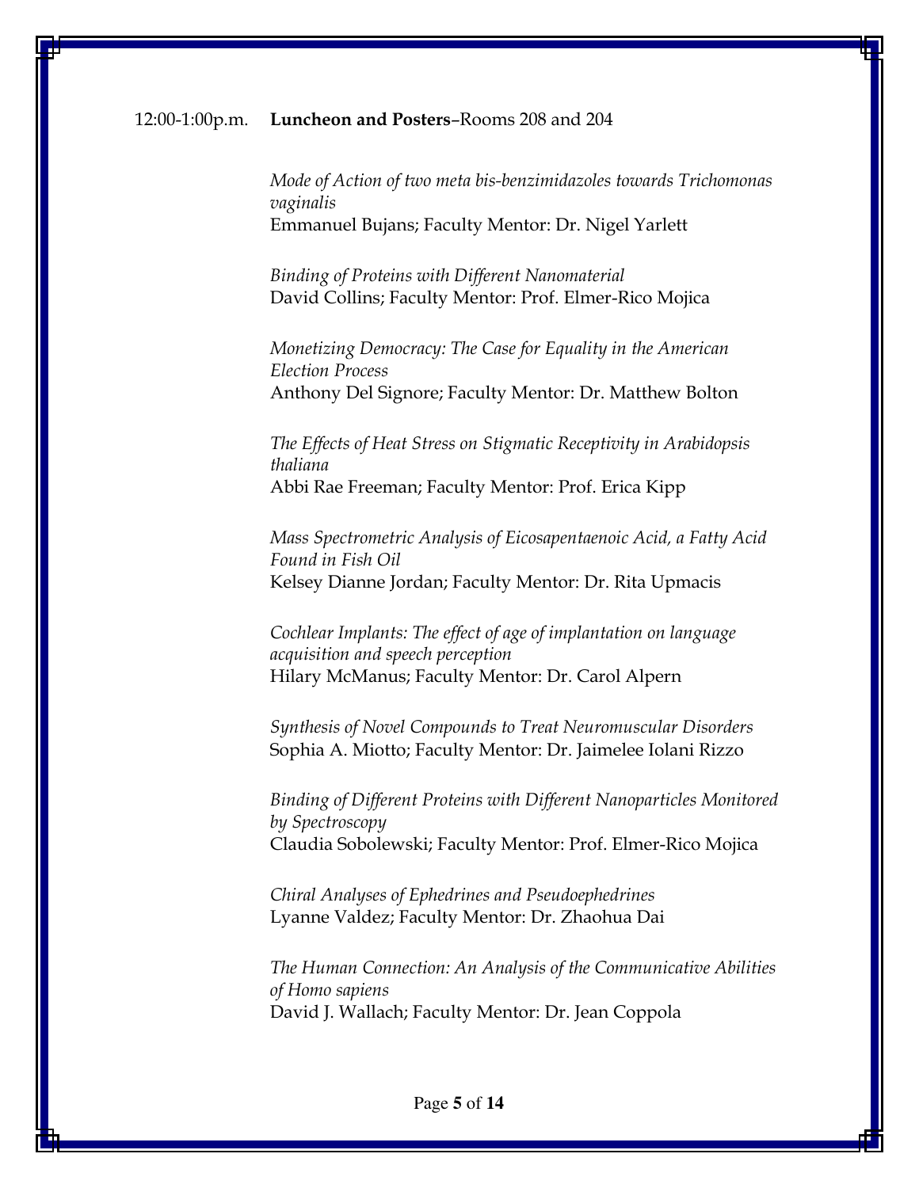12:00-1:00p.m. **Luncheon and Posters**–Rooms 208 and 204

*Mode of Action of two meta bis-benzimidazoles towards Trichomonas vaginalis*
Emmanuel Bujans; Faculty Mentor: Dr. Nigel Yarlett

*Binding of Proteins with Different Nanomaterial*
David Collins; Faculty Mentor: Prof. Elmer-Rico Mojica

*Monetizing Democracy: The Case for Equality in the American Election Process*
Anthony Del Signore; Faculty Mentor: Dr. Matthew Bolton

*The Effects of Heat Stress on Stigmatic Receptivity in Arabidopsis thaliana*
Abbi Rae Freeman; Faculty Mentor: Prof. Erica Kipp

*Mass Spectrometric Analysis of Eicosapentaenoic Acid, a Fatty Acid Found in Fish Oil*
Kelsey Dianne Jordan; Faculty Mentor: Dr. Rita Upmacis

*Cochlear Implants: The effect of age of implantation on language acquisition and speech perception*
Hilary McManus; Faculty Mentor: Dr. Carol Alpern

*Synthesis of Novel Compounds to Treat Neuromuscular Disorders*
Sophia A. Miotto; Faculty Mentor: Dr. Jaimelee Iolani Rizzo

*Binding of Different Proteins with Different Nanoparticles Monitored by Spectroscopy*
Claudia Sobolewski; Faculty Mentor: Prof. Elmer-Rico Mojica

*Chiral Analyses of Ephedrines and Pseudoephedrines*
Lyanne Valdez; Faculty Mentor: Dr. Zhaohua Dai

*The Human Connection: An Analysis of the Communicative Abilities of Homo sapiens*
David J. Wallach; Faculty Mentor: Dr. Jean Coppola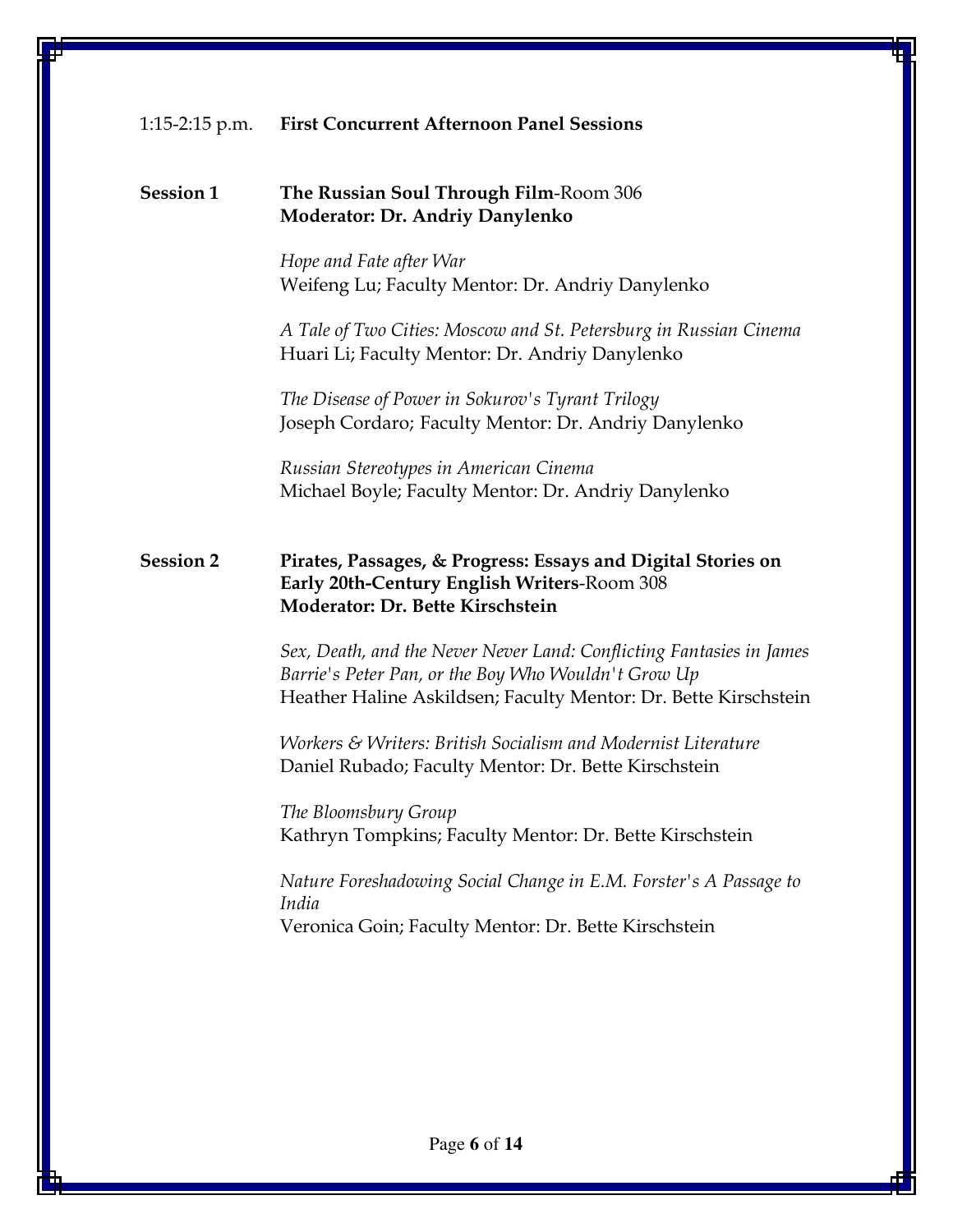1:15-2:15 p.m. **First Concurrent Afternoon Panel Sessions**

**Session 1** **The Russian Soul Through Film**-Room 306
**Moderator: Dr. Andriy Danylenko**

*Hope and Fate after War*
Weifeng Lu; Faculty Mentor: Dr. Andriy Danylenko

*A Tale of Two Cities: Moscow and St. Petersburg in Russian Cinema*
Huari Li; Faculty Mentor: Dr. Andriy Danylenko

*The Disease of Power in Sokurov's Tyrant Trilogy*
Joseph Cordaro; Faculty Mentor: Dr. Andriy Danylenko

*Russian Stereotypes in American Cinema*
Michael Boyle; Faculty Mentor: Dr. Andriy Danylenko

**Session 2** **Pirates, Passages, & Progress: Essays and Digital Stories on Early 20th-Century English Writers**-Room 308
**Moderator: Dr. Bette Kirschstein**

*Sex, Death, and the Never Never Land: Conflicting Fantasies in James Barrie's Peter Pan, or the Boy Who Wouldn't Grow Up*
Heather Haline Askildsen; Faculty Mentor: Dr. Bette Kirschstein

*Workers & Writers: British Socialism and Modernist Literature*
Daniel Rubado; Faculty Mentor: Dr. Bette Kirschstein

*The Bloomsbury Group*
Kathryn Tompkins; Faculty Mentor: Dr. Bette Kirschstein

*Nature Foreshadowing Social Change in E.M. Forster's A Passage to India*
Veronica Goin; Faculty Mentor: Dr. Bette Kirschstein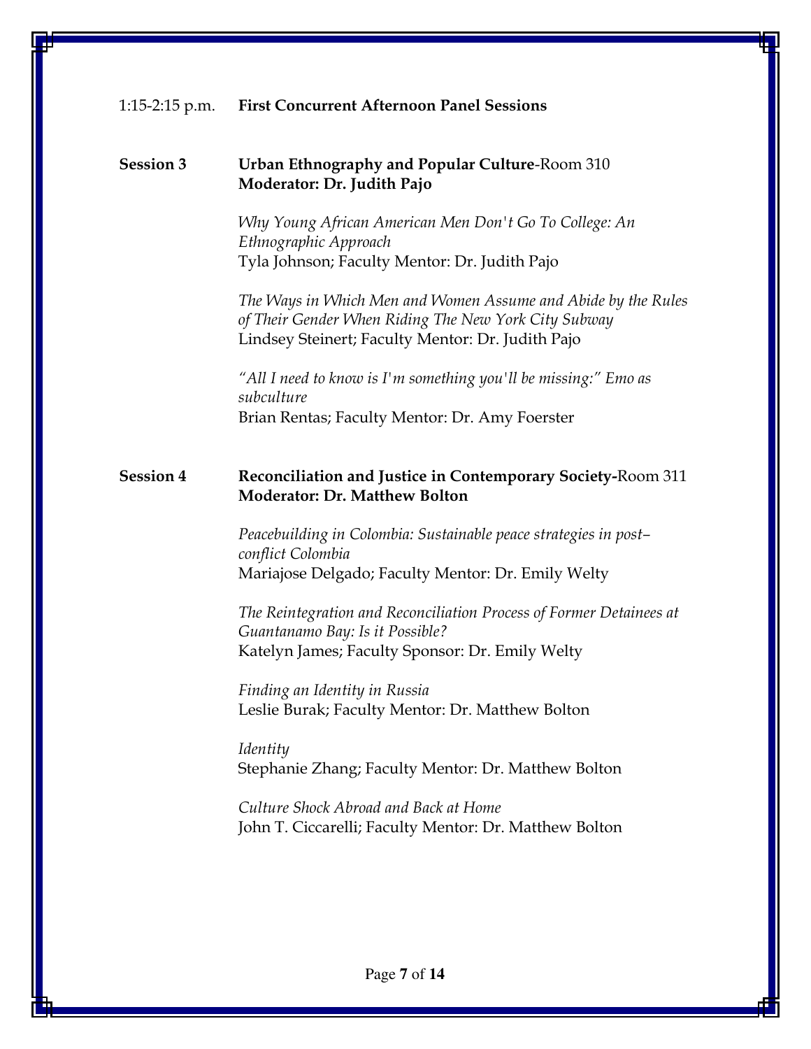1:15-2:15 p.m. **First Concurrent Afternoon Panel Sessions**

**Session 3** **Urban Ethnography and Popular Culture**-Room 310
**Moderator: Dr. Judith Pajo**

*Why Young African American Men Don't Go To College: An Ethnographic Approach*
Tyla Johnson; Faculty Mentor: Dr. Judith Pajo

*The Ways in Which Men and Women Assume and Abide by the Rules of Their Gender When Riding The New York City Subway*
Lindsey Steinert; Faculty Mentor: Dr. Judith Pajo

*"All I need to know is I'm something you'll be missing:" Emo as subculture*
Brian Rentas; Faculty Mentor: Dr. Amy Foerster

**Session 4** **Reconciliation and Justice in Contemporary Society-**Room 311
**Moderator: Dr. Matthew Bolton**

*Peacebuilding in Colombia: Sustainable peace strategies in post–conflict Colombia*
Mariajose Delgado; Faculty Mentor: Dr. Emily Welty

*The Reintegration and Reconciliation Process of Former Detainees at Guantanamo Bay: Is it Possible?*
Katelyn James; Faculty Sponsor: Dr. Emily Welty

*Finding an Identity in Russia*
Leslie Burak; Faculty Mentor: Dr. Matthew Bolton

*Identity*
Stephanie Zhang; Faculty Mentor: Dr. Matthew Bolton

*Culture Shock Abroad and Back at Home*
John T. Ciccarelli; Faculty Mentor: Dr. Matthew Bolton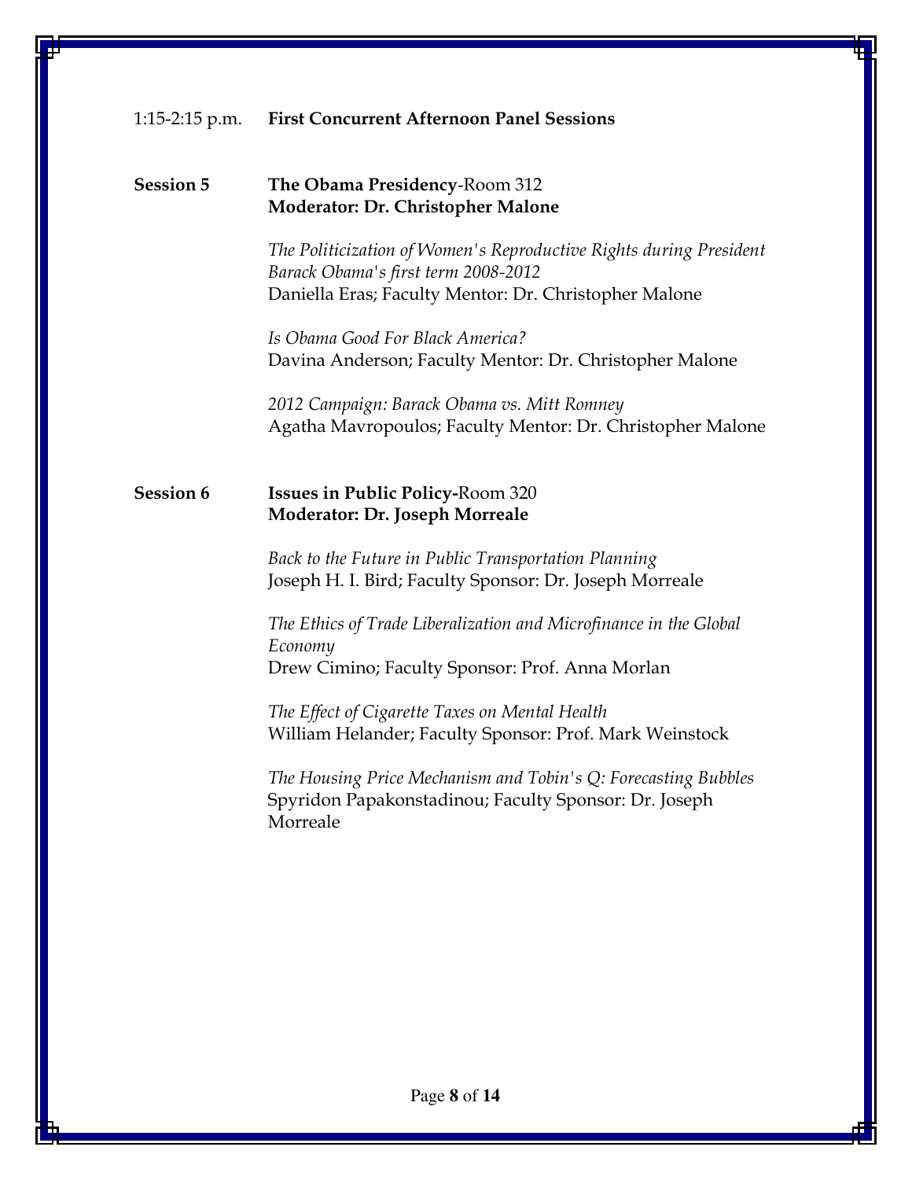1:15-2:15 p.m. **First Concurrent Afternoon Panel Sessions**

**Session 5** **The Obama Presidency**-Room 312
**Moderator: Dr. Christopher Malone**

*The Politicization of Women's Reproductive Rights during President Barack Obama's first term 2008-2012*
Daniella Eras; Faculty Mentor: Dr. Christopher Malone

*Is Obama Good For Black America?*
Davina Anderson; Faculty Mentor: Dr. Christopher Malone

*2012 Campaign: Barack Obama vs. Mitt Romney*
Agatha Mavropoulos; Faculty Mentor: Dr. Christopher Malone

**Session 6** **Issues in Public Policy-**Room 320
**Moderator: Dr. Joseph Morreale**

*Back to the Future in Public Transportation Planning*
Joseph H. I. Bird; Faculty Sponsor: Dr. Joseph Morreale

*The Ethics of Trade Liberalization and Microfinance in the Global Economy*
Drew Cimino; Faculty Sponsor: Prof. Anna Morlan

*The Effect of Cigarette Taxes on Mental Health*
William Helander; Faculty Sponsor: Prof. Mark Weinstock

*The Housing Price Mechanism and Tobin's Q: Forecasting Bubbles*
Spyridon Papakonstadinou; Faculty Sponsor: Dr. Joseph Morreale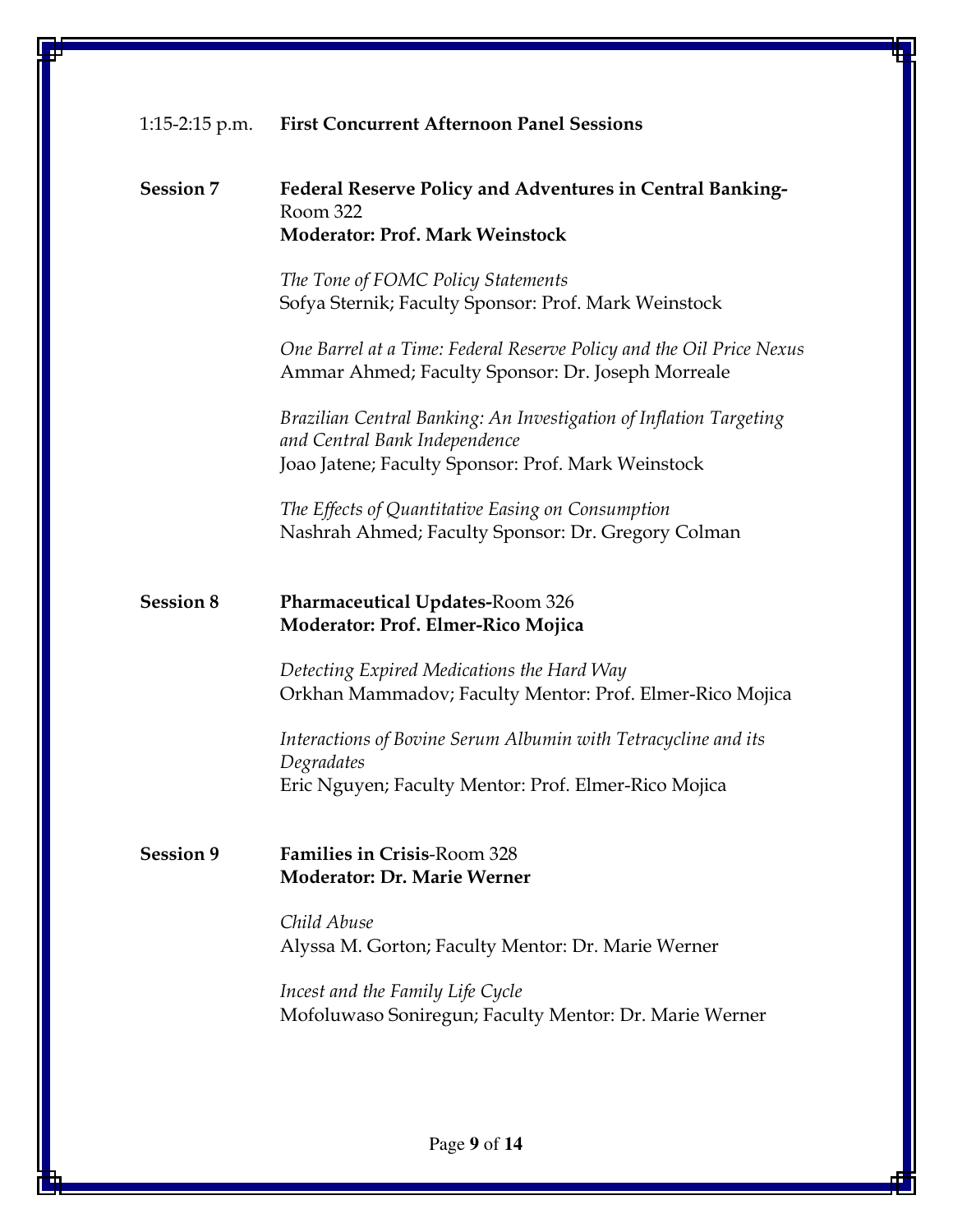1:15-2:15 p.m. **First Concurrent Afternoon Panel Sessions**

**Session 7** **Federal Reserve Policy and Adventures in Central Banking-** Room 322
**Moderator: Prof. Mark Weinstock**

*The Tone of FOMC Policy Statements*
Sofya Sternik; Faculty Sponsor: Prof. Mark Weinstock

*One Barrel at a Time: Federal Reserve Policy and the Oil Price Nexus*
Ammar Ahmed; Faculty Sponsor: Dr. Joseph Morreale

*Brazilian Central Banking: An Investigation of Inflation Targeting and Central Bank Independence*
Joao Jatene; Faculty Sponsor: Prof. Mark Weinstock

*The Effects of Quantitative Easing on Consumption*
Nashrah Ahmed; Faculty Sponsor: Dr. Gregory Colman

**Session 8** **Pharmaceutical Updates-**Room 326
**Moderator: Prof. Elmer-Rico Mojica**

*Detecting Expired Medications the Hard Way*
Orkhan Mammadov; Faculty Mentor: Prof. Elmer-Rico Mojica

*Interactions of Bovine Serum Albumin with Tetracycline and its Degradates*
Eric Nguyen; Faculty Mentor: Prof. Elmer-Rico Mojica

**Session 9** **Families in Crisis**-Room 328
**Moderator: Dr. Marie Werner**

*Child Abuse*
Alyssa M. Gorton; Faculty Mentor: Dr. Marie Werner

*Incest and the Family Life Cycle*
Mofoluwaso Soniregun; Faculty Mentor: Dr. Marie Werner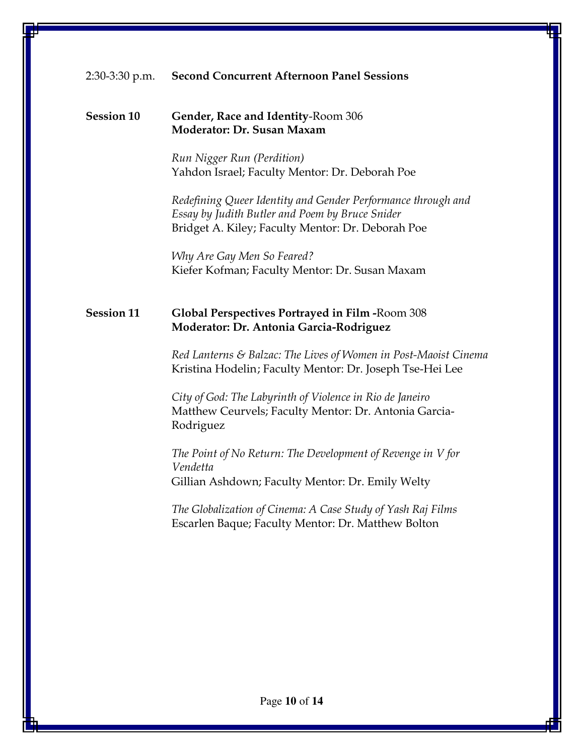2:30-3:30 p.m. **Second Concurrent Afternoon Panel Sessions**

**Session 10** **Gender, Race and Identity**-Room 306
**Moderator: Dr. Susan Maxam**

*Run Nigger Run (Perdition)*
Yahdon Israel; Faculty Mentor: Dr. Deborah Poe

*Redefining Queer Identity and Gender Performance through and Essay by Judith Butler and Poem by Bruce Snider*
Bridget A. Kiley; Faculty Mentor: Dr. Deborah Poe

*Why Are Gay Men So Feared?*
Kiefer Kofman; Faculty Mentor: Dr. Susan Maxam

**Session 11** **Global Perspectives Portrayed in Film -**Room 308
**Moderator: Dr. Antonia Garcia-Rodriguez**

*Red Lanterns & Balzac: The Lives of Women in Post-Maoist Cinema*
Kristina Hodelin; Faculty Mentor: Dr. Joseph Tse-Hei Lee

*City of God: The Labyrinth of Violence in Rio de Janeiro*
Matthew Ceurvels; Faculty Mentor: Dr. Antonia Garcia-Rodriguez

*The Point of No Return: The Development of Revenge in V for Vendetta*
Gillian Ashdown; Faculty Mentor: Dr. Emily Welty

*The Globalization of Cinema: A Case Study of Yash Raj Films*
Escarlen Baque; Faculty Mentor: Dr. Matthew Bolton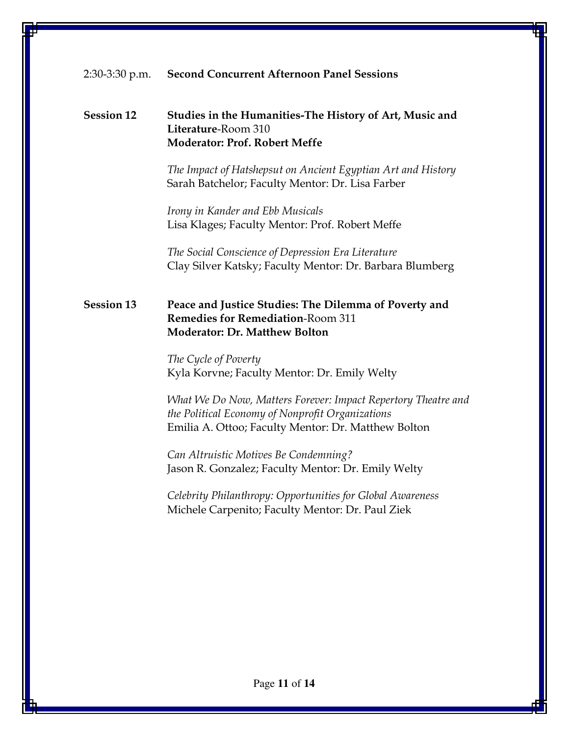2:30-3:30 p.m. **Second Concurrent Afternoon Panel Sessions**

**Session 12** **Studies in the Humanities-The History of Art, Music and Literature**-Room 310
**Moderator: Prof. Robert Meffe**

*The Impact of Hatshepsut on Ancient Egyptian Art and History*
Sarah Batchelor; Faculty Mentor: Dr. Lisa Farber

*Irony in Kander and Ebb Musicals*
Lisa Klages; Faculty Mentor: Prof. Robert Meffe

*The Social Conscience of Depression Era Literature*
Clay Silver Katsky; Faculty Mentor: Dr. Barbara Blumberg

**Session 13** **Peace and Justice Studies: The Dilemma of Poverty and Remedies for Remediation**-Room 311
**Moderator: Dr. Matthew Bolton**

*The Cycle of Poverty*
Kyla Korvne; Faculty Mentor: Dr. Emily Welty

*What We Do Now, Matters Forever: Impact Repertory Theatre and the Political Economy of Nonprofit Organizations*
Emilia A. Ottoo; Faculty Mentor: Dr. Matthew Bolton

*Can Altruistic Motives Be Condemning?*
Jason R. Gonzalez; Faculty Mentor: Dr. Emily Welty

*Celebrity Philanthropy: Opportunities for Global Awareness*
Michele Carpenito; Faculty Mentor: Dr. Paul Ziek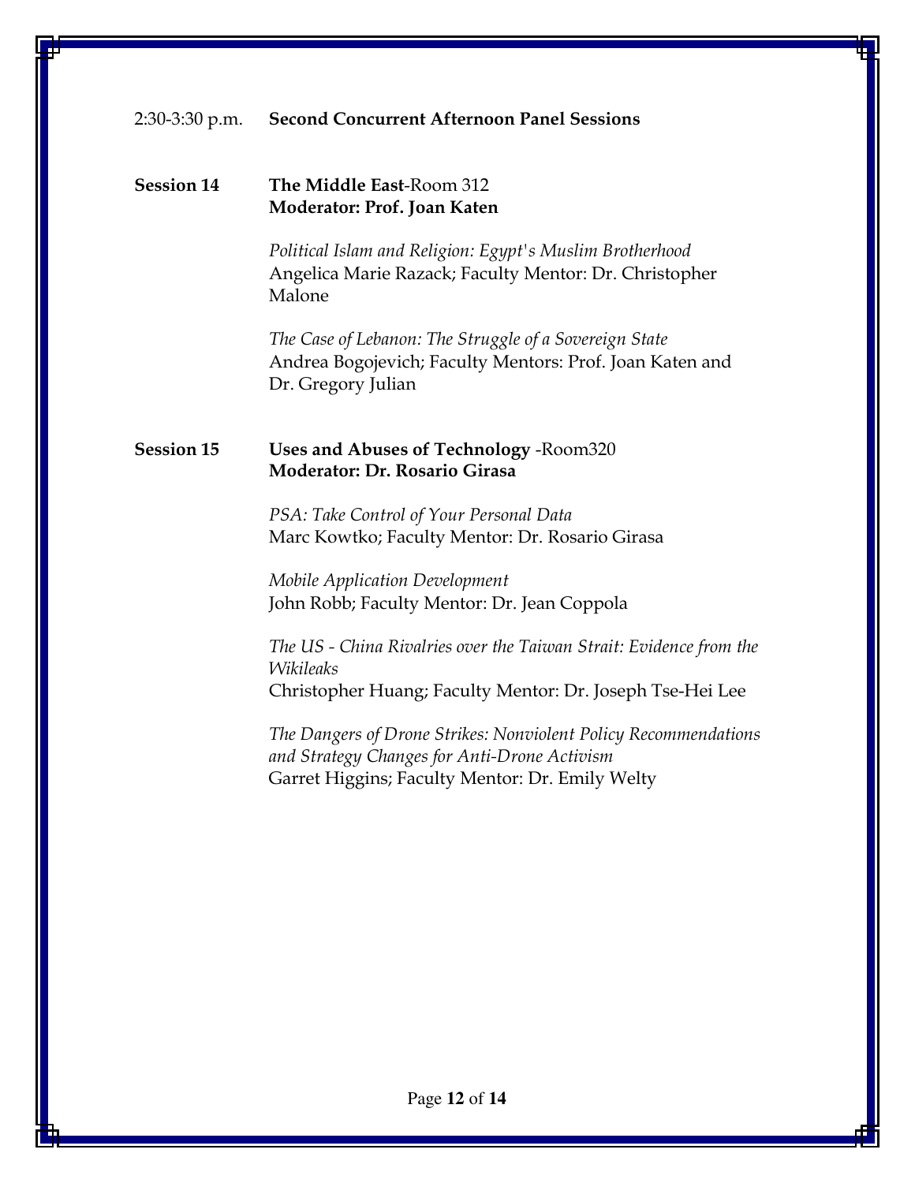2:30-3:30 p.m. **Second Concurrent Afternoon Panel Sessions**

**Session 14** **The Middle East**-Room 312
**Moderator: Prof. Joan Katen**

*Political Islam and Religion: Egypt's Muslim Brotherhood*
Angelica Marie Razack; Faculty Mentor: Dr. Christopher Malone

*The Case of Lebanon: The Struggle of a Sovereign State*
Andrea Bogojevich; Faculty Mentors: Prof. Joan Katen and Dr. Gregory Julian

**Session 15** **Uses and Abuses of Technology** -Room320
**Moderator: Dr. Rosario Girasa**

*PSA: Take Control of Your Personal Data*
Marc Kowtko; Faculty Mentor: Dr. Rosario Girasa

*Mobile Application Development*
John Robb; Faculty Mentor: Dr. Jean Coppola

*The US - China Rivalries over the Taiwan Strait: Evidence from the Wikileaks*
Christopher Huang; Faculty Mentor: Dr. Joseph Tse-Hei Lee

*The Dangers of Drone Strikes: Nonviolent Policy Recommendations and Strategy Changes for Anti-Drone Activism*
Garret Higgins; Faculty Mentor: Dr. Emily Welty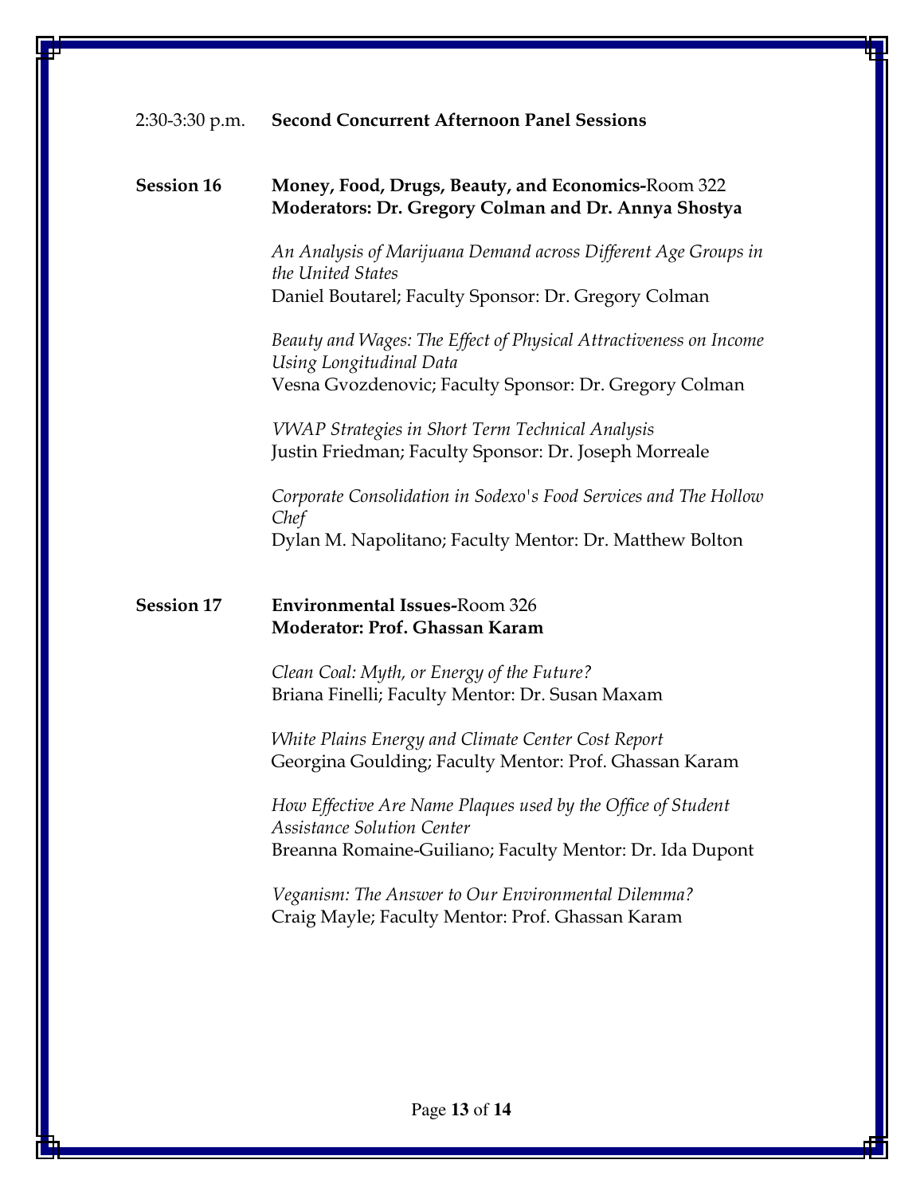2:30-3:30 p.m. **Second Concurrent Afternoon Panel Sessions**

**Session 16** **Money, Food, Drugs, Beauty, and Economics-**Room 322
**Moderators: Dr. Gregory Colman and Dr. Annya Shostya**

*An Analysis of Marijuana Demand across Different Age Groups in the United States*
Daniel Boutarel; Faculty Sponsor: Dr. Gregory Colman

*Beauty and Wages: The Effect of Physical Attractiveness on Income Using Longitudinal Data*
Vesna Gvozdenovic; Faculty Sponsor: Dr. Gregory Colman

*VWAP Strategies in Short Term Technical Analysis*
Justin Friedman; Faculty Sponsor: Dr. Joseph Morreale

*Corporate Consolidation in Sodexo's Food Services and The Hollow Chef*
Dylan M. Napolitano; Faculty Mentor: Dr. Matthew Bolton

**Session 17** **Environmental Issues-**Room 326
**Moderator: Prof. Ghassan Karam**

*Clean Coal: Myth, or Energy of the Future?*
Briana Finelli; Faculty Mentor: Dr. Susan Maxam

*White Plains Energy and Climate Center Cost Report*
Georgina Goulding; Faculty Mentor: Prof. Ghassan Karam

*How Effective Are Name Plaques used by the Office of Student Assistance Solution Center*
Breanna Romaine-Guiliano; Faculty Mentor: Dr. Ida Dupont

*Veganism: The Answer to Our Environmental Dilemma?*
Craig Mayle; Faculty Mentor: Prof. Ghassan Karam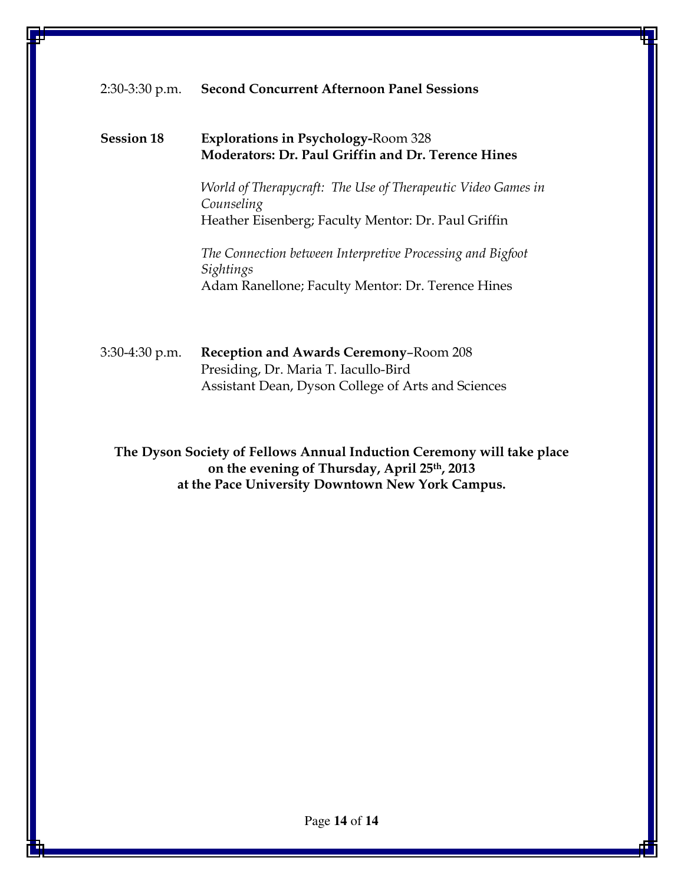2:30-3:30 p.m. **Second Concurrent Afternoon Panel Sessions**

**Session 18** **Explorations in Psychology-**Room 328
**Moderators: Dr. Paul Griffin and Dr. Terence Hines**

*World of Therapycraft: The Use of Therapeutic Video Games in Counseling*
Heather Eisenberg; Faculty Mentor: Dr. Paul Griffin

*The Connection between Interpretive Processing and Bigfoot Sightings*
Adam Ranellone; Faculty Mentor: Dr. Terence Hines

3:30-4:30 p.m. **Reception and Awards Ceremony**–Room 208
Presiding, Dr. Maria T. Iacullo-Bird
Assistant Dean, Dyson College of Arts and Sciences

**The Dyson Society of Fellows Annual Induction Ceremony will take place on the evening of Thursday, April 25th, 2013 at the Pace University Downtown New York Campus.**